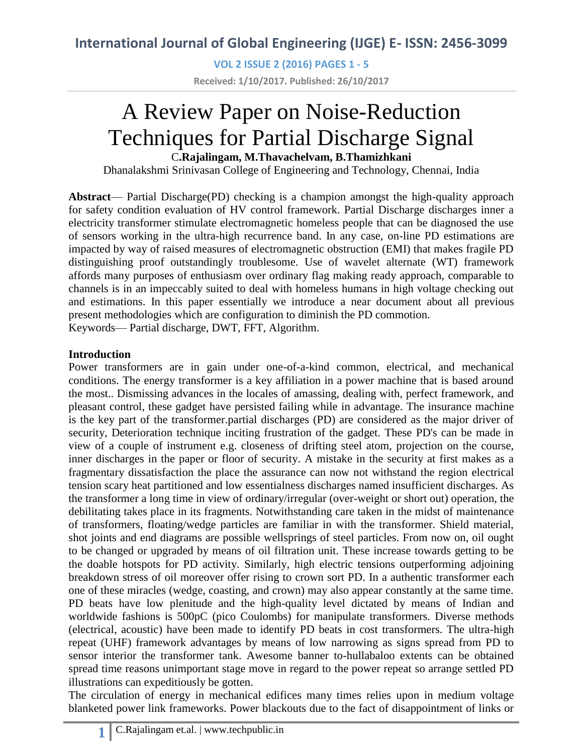# A Review Paper on Noise-Reduction Techniques for Partial Discharge Signal

**C.Rajalingam, M.Thavachelvam, B.Thamizhkani**

Dhanalakshmi Srinivasan College of Engineering and Technology, Chennai, India

**Abstract**— Partial Discharge(PD) checking is a champion amongst the high-quality approach for safety condition evaluation of HV control framework. Partial Discharge discharges inner a electricity transformer stimulate electromagnetic homeless people that can be diagnosed the use of sensors working in the ultra-high recurrence band. In any case, on-line PD estimations are impacted by way of raised measures of electromagnetic obstruction (EMI) that makes fragile PD distinguishing proof outstandingly troublesome. Use of wavelet alternate (WT) framework affords many purposes of enthusiasm over ordinary flag making ready approach, comparable to channels is in an impeccably suited to deal with homeless humans in high voltage checking out and estimations. In this paper essentially we introduce a near document about all previous present methodologies which are configuration to diminish the PD commotion.

Keywords— Partial discharge, DWT, FFT, Algorithm.

**Introduction**

Power transformers are in gain under one-of-a-kind common, electrical, and mechanical conditions. The energy transformer is a key affiliation in a power machine that is based around the most.. Dismissing advances in the locales of amassing, dealing with, perfect framework, and pleasant control, these gadget have persisted failing while in advantage. The insurance machine is the key part of the transformer.partial discharges (PD) are considered as the major driver of security, Deterioration technique inciting frustration of the gadget. These PD's can be made in view of a couple of instrument e.g. closeness of drifting steel atom, projection on the course, inner discharges in the paper or floor of security. A mistake in the security at first makes as a fragmentary dissatisfaction the place the assurance can now not withstand the region electrical tension scary heat partitioned and low essentialness discharges named insufficient discharges. As the transformer a long time in view of ordinary/irregular (over-weight or short out) operation, the debilitating takes place in its fragments. Notwithstanding care taken in the midst of maintenance of transformers, floating/wedge particles are familiar in with the transformer. Shield material, shot joints and end diagrams are possible wellsprings of steel particles. From now on, oil ought to be changed or upgraded by means of oil filtration unit. These increase towards getting to be the doable hotspots for PD activity. Similarly, high electric tensions outperforming adjoining breakdown stress of oil moreover offer rising to crown sort PD. In a authentic transformer each one of these miracles (wedge, coasting, and crown) may also appear constantly at the same time. PD beats have low plenitude and the high-quality level dictated by means of Indian and worldwide fashions is 500pC (pico Coulombs) for manipulate transformers. Diverse methods (electrical, acoustic) have been made to identify PD beats in cost transformers. The ultra-high repeat (UHF) framework advantages by means of low narrowing as signs spread from PD to sensor interior the transformer tank. Awesome banner to-hullabaloo extents can be obtained spread time reasons unimportant stage move in regard to the power repeat so arrange settled PD illustrations can expeditiously be gotten.

The circulation of energy in mechanical edifices many times relies upon in medium voltage blanketed power link frameworks. Power blackouts due to the fact of disappointment of links or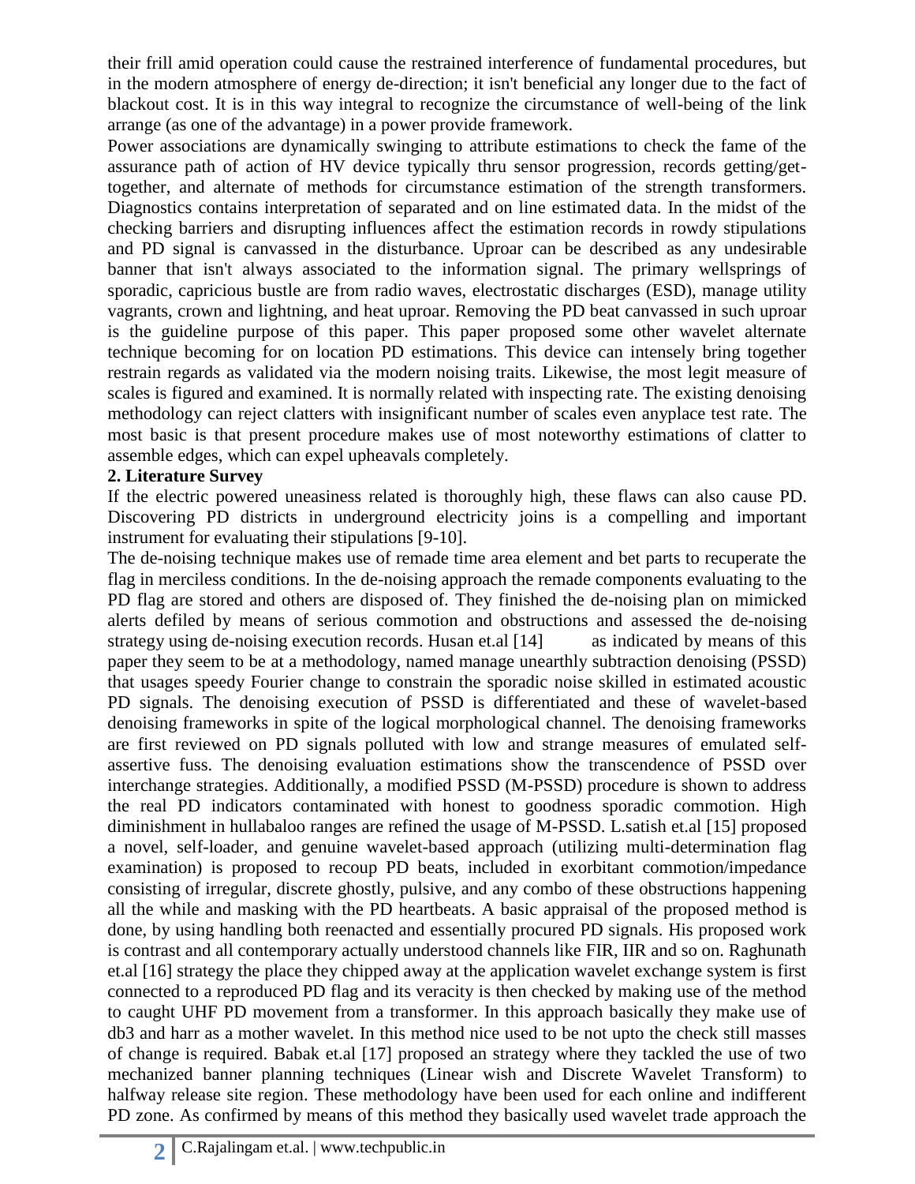their frill amid operation could cause the restrained interference of fundamental procedures, but in the modern atmosphere of energy de-direction; it isn't beneficial any longer due to the fact of blackout cost. It is in this way integral to recognize the circumstance of well-being of the link arrange (as one of the advantage) in a power provide framework.

Power associations are dynamically swinging to attribute estimations to check the fame of the assurance path of action of HV device typically thru sensor progression, records getting/get-together, and alternate of methods for circumstance estimation of the strength transformers. Diagnostics contains interpretation of separated and on line estimated data. In the midst of the checking barriers and disrupting influences affect the estimation records in rowdy stipulations and PD signal is canvassed in the disturbance. Uproar can be described as any undesirable banner that isn't always associated to the information signal. The primary wellsprings of sporadic, capricious bustle are from radio waves, electrostatic discharges (ESD), manage utility vagrants, crown and lightning, and heat uproar. Removing the PD beat canvassed in such uproar is the guideline purpose of this paper. This paper proposed some other wavelet alternate technique becoming for on location PD estimations. This device can intensely bring together restrain regards as validated via the modern noising traits. Likewise, the most legit measure of scales is figured and examined. It is normally related with inspecting rate. The existing denoising methodology can reject clatters with insignificant number of scales even anyplace test rate. The most basic is that present procedure makes use of most noteworthy estimations of clatter to assemble edges, which can expel upheavals completely.

## 2. Literature Survey

If the electric powered uneasiness related is thoroughly high, these flaws can also cause PD. Discovering PD districts in underground electricity joins is a compelling and important instrument for evaluating their stipulations [9-10].

The de-noising technique makes use of remade time area element and bet parts to recuperate the flag in merciless conditions. In the de-noising approach the remade components evaluating to the PD flag are stored and others are disposed of. They finished the de-noising plan on mimicked alerts defiled by means of serious commotion and obstructions and assessed the de-noising strategy using de-noising execution records. Husan et.al [14] as indicated by means of this paper they seem to be at a methodology, named manage unearthly subtraction denoising (PSSD) that usages speedy Fourier change to constrain the sporadic noise skilled in estimated acoustic PD signals. The denoising execution of PSSD is differentiated and these of wavelet-based denoising frameworks in spite of the logical morphological channel. The denoising frameworks are first reviewed on PD signals polluted with low and strange measures of emulated self-assertive fuss. The denoising evaluation estimations show the transcendence of PSSD over interchange strategies. Additionally, a modified PSSD (M-PSSD) procedure is shown to address the real PD indicators contaminated with honest to goodness sporadic commotion. High diminishment in hullabaloo ranges are refined the usage of M-PSSD. L.satish et.al [15] proposed a novel, self-loader, and genuine wavelet-based approach (utilizing multi-determination flag examination) is proposed to recoup PD beats, included in exorbitant commotion/impedance consisting of irregular, discrete ghostly, pulsive, and any combo of these obstructions happening all the while and masking with the PD heartbeats. A basic appraisal of the proposed method is done, by using handling both reenacted and essentially procured PD signals. His proposed work is contrast and all contemporary actually understood channels like FIR, IIR and so on. Raghunath et.al [16] strategy the place they chipped away at the application wavelet exchange system is first connected to a reproduced PD flag and its veracity is then checked by making use of the method to caught UHF PD movement from a transformer. In this approach basically they make use of db3 and harr as a mother wavelet. In this method nice used to be not upto the check still masses of change is required. Babak et.al [17] proposed an strategy where they tackled the use of two mechanized banner planning techniques (Linear wish and Discrete Wavelet Transform) to halfway release site region. These methodology have been used for each online and indifferent PD zone. As confirmed by means of this method they basically used wavelet trade approach the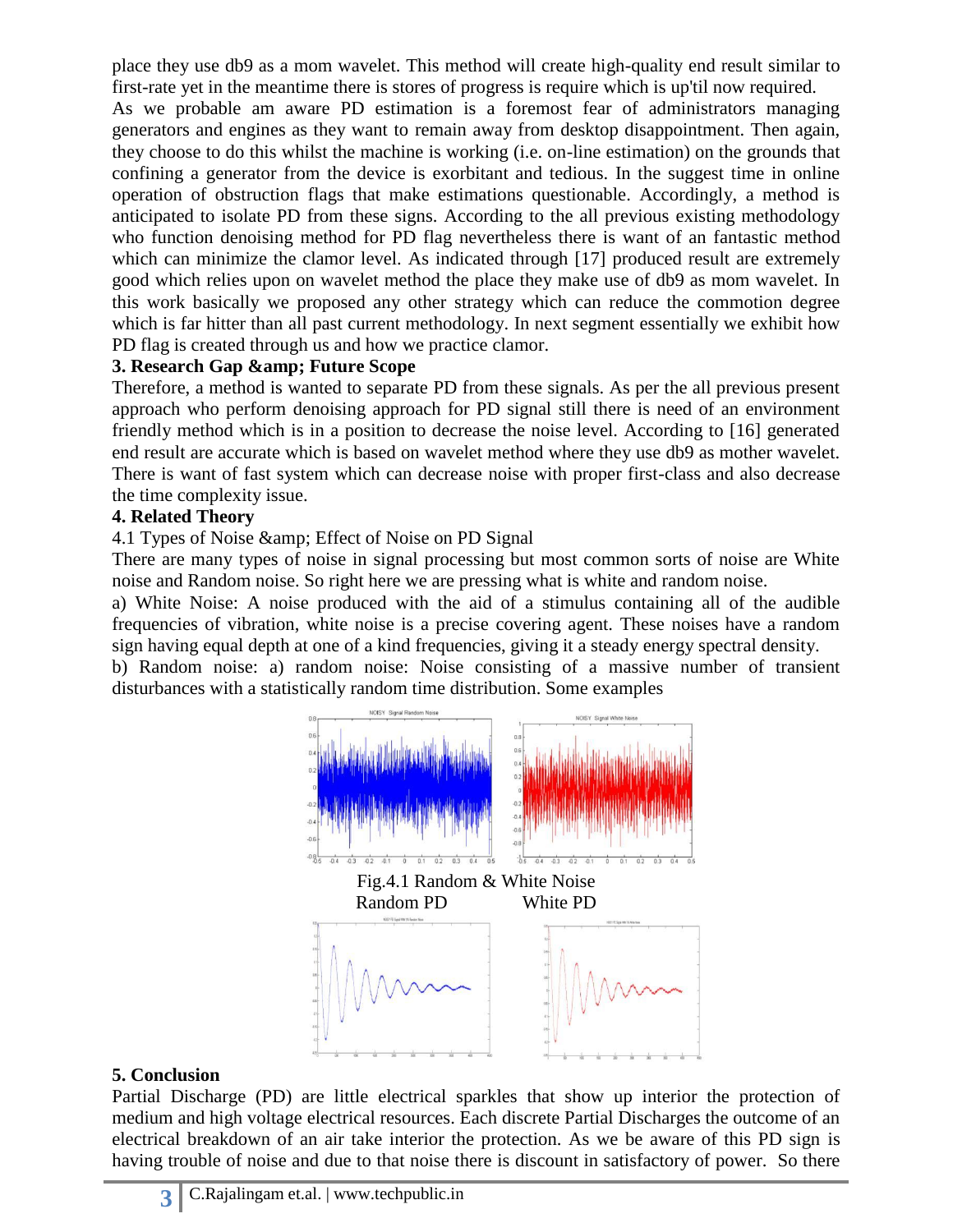place they use db9 as a mom wavelet. This method will create high-quality end result similar to first-rate yet in the meantime there is stores of progress is require which is up'til now required.

As we probable am aware PD estimation is a foremost fear of administrators managing generators and engines as they want to remain away from desktop disappointment. Then again, they choose to do this whilst the machine is working (i.e. on-line estimation) on the grounds that confining a generator from the device is exorbitant and tedious. In the suggest time in online operation of obstruction flags that make estimations questionable. Accordingly, a method is anticipated to isolate PD from these signs. According to the all previous existing methodology who function denoising method for PD flag nevertheless there is want of an fantastic method which can minimize the clamor level. As indicated through [17] produced result are extremely good which relies upon on wavelet method the place they make use of db9 as mom wavelet. In this work basically we proposed any other strategy which can reduce the commotion degree which is far hitter than all past current methodology. In next segment essentially we exhibit how PD flag is created through us and how we practice clamor.

**3. Research Gap &amp; Future Scope**

Therefore, a method is wanted to separate PD from these signals. As per the all previous present approach who perform denoising approach for PD signal still there is need of an environment friendly method which is in a position to decrease the noise level. According to [16] generated end result are accurate which is based on wavelet method where they use db9 as mother wavelet. There is want of fast system which can decrease noise with proper first-class and also decrease the time complexity issue.

**4. Related Theory**

4.1 Types of Noise &amp; Effect of Noise on PD Signal

There are many types of noise in signal processing but most common sorts of noise are White noise and Random noise. So right here we are pressing what is white and random noise.

a) White Noise: A noise produced with the aid of a stimulus containing all of the audible frequencies of vibration, white noise is a precise covering agent. These noises have a random sign having equal depth at one of a kind frequencies, giving it a steady energy spectral density.

b) Random noise: a) random noise: Noise consisting of a massive number of transient disturbances with a statistically random time distribution. Some examples

Fig.4.1 Random & White Noise

Random PD White PD

**5. Conclusion**

Partial Discharge (PD) are little electrical sparkles that show up interior the protection of medium and high voltage electrical resources. Each discrete Partial Discharges the outcome of an electrical breakdown of an air take interior the protection. As we be aware of this PD sign is having trouble of noise and due to that noise there is discount in satisfactory of power. So there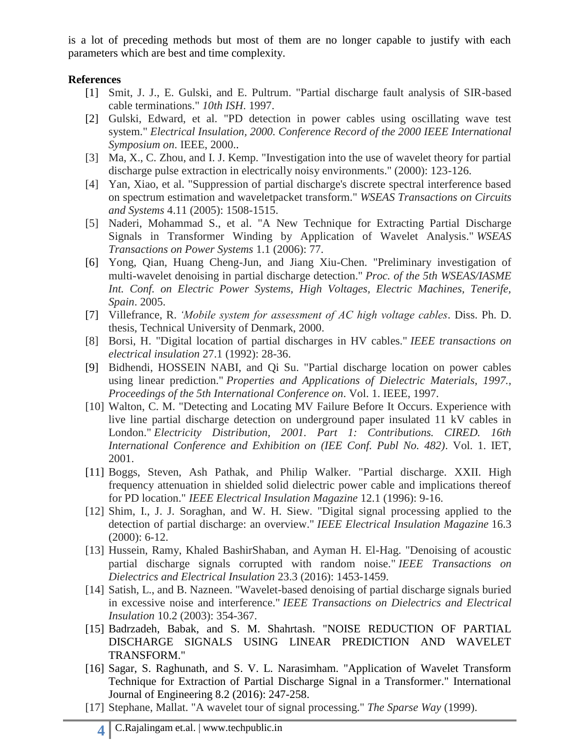is a lot of preceding methods but most of them are no longer capable to justify with each parameters which are best and time complexity.

**References**

[1] Smit, J. J., E. Gulski, and E. Pultrum. "Partial discharge fault analysis of SIR-based cable terminations." *10th ISH*. 1997.

[2] Gulski, Edward, et al. "PD detection in power cables using oscillating wave test system." *Electrical Insulation, 2000. Conference Record of the 2000 IEEE International Symposium on*. IEEE, 2000..

[3] Ma, X., C. Zhou, and I. J. Kemp. "Investigation into the use of wavelet theory for partial discharge pulse extraction in electrically noisy environments." (2000): 123-126.

[4] Yan, Xiao, et al. "Suppression of partial discharge's discrete spectral interference based on spectrum estimation and waveletpacket transform." *WSEAS Transactions on Circuits and Systems* 4.11 (2005): 1508-1515.

[5] Naderi, Mohammad S., et al. "A New Technique for Extracting Partial Discharge Signals in Transformer Winding by Application of Wavelet Analysis." *WSEAS Transactions on Power Systems* 1.1 (2006): 77.

[6] Yong, Qian, Huang Cheng-Jun, and Jiang Xiu-Chen. "Preliminary investigation of multi-wavelet denoising in partial discharge detection." *Proc. of the 5th WSEAS/IASME Int. Conf. on Electric Power Systems, High Voltages, Electric Machines, Tenerife, Spain*. 2005.

[7] Villefrance, R. *'Mobile system for assessment of AC high voltage cables*. Diss. Ph. D. thesis, Technical University of Denmark, 2000.

[8] Borsi, H. "Digital location of partial discharges in HV cables." *IEEE transactions on electrical insulation* 27.1 (1992): 28-36.

[9] Bidhendi, HOSSEIN NABI, and Qi Su. "Partial discharge location on power cables using linear prediction." *Properties and Applications of Dielectric Materials, 1997., Proceedings of the 5th International Conference on*. Vol. 1. IEEE, 1997.

[10] Walton, C. M. "Detecting and Locating MV Failure Before It Occurs. Experience with live line partial discharge detection on underground paper insulated 11 kV cables in London." *Electricity Distribution, 2001. Part 1: Contributions. CIRED. 16th International Conference and Exhibition on (IEE Conf. Publ No. 482)*. Vol. 1. IET, 2001.

[11] Boggs, Steven, Ash Pathak, and Philip Walker. "Partial discharge. XXII. High frequency attenuation in shielded solid dielectric power cable and implications thereof for PD location." *IEEE Electrical Insulation Magazine* 12.1 (1996): 9-16.

[12] Shim, I., J. J. Soraghan, and W. H. Siew. "Digital signal processing applied to the detection of partial discharge: an overview." *IEEE Electrical Insulation Magazine* 16.3 (2000): 6-12.

[13] Hussein, Ramy, Khaled BashirShaban, and Ayman H. El-Hag. "Denoising of acoustic partial discharge signals corrupted with random noise." *IEEE Transactions on Dielectrics and Electrical Insulation* 23.3 (2016): 1453-1459.

[14] Satish, L., and B. Nazneen. "Wavelet-based denoising of partial discharge signals buried in excessive noise and interference." *IEEE Transactions on Dielectrics and Electrical Insulation* 10.2 (2003): 354-367.

[15] Badrzadeh, Babak, and S. M. Shahrtash. "NOISE REDUCTION OF PARTIAL DISCHARGE SIGNALS USING LINEAR PREDICTION AND WAVELET TRANSFORM."

[16] Sagar, S. Raghunath, and S. V. L. Narasimham. "Application of Wavelet Transform Technique for Extraction of Partial Discharge Signal in a Transformer." International Journal of Engineering 8.2 (2016): 247-258.

[17] Stephane, Mallat. "A wavelet tour of signal processing." *The Sparse Way* (1999).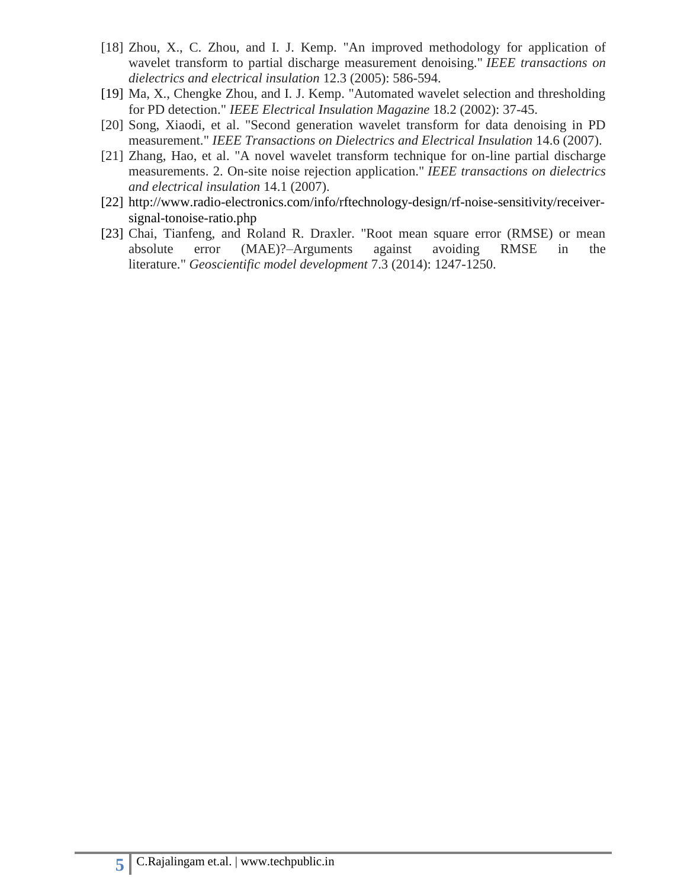[18] Zhou, X., C. Zhou, and I. J. Kemp. "An improved methodology for application of wavelet transform to partial discharge measurement denoising." *IEEE transactions on dielectrics and electrical insulation* 12.3 (2005): 586-594.

[19] Ma, X., Chengke Zhou, and I. J. Kemp. "Automated wavelet selection and thresholding for PD detection." *IEEE Electrical Insulation Magazine* 18.2 (2002): 37-45.

[20] Song, Xiaodi, et al. "Second generation wavelet transform for data denoising in PD measurement." *IEEE Transactions on Dielectrics and Electrical Insulation* 14.6 (2007).

[21] Zhang, Hao, et al. "A novel wavelet transform technique for on-line partial discharge measurements. 2. On-site noise rejection application." *IEEE transactions on dielectrics and electrical insulation* 14.1 (2007).

[22] http://www.radio-electronics.com/info/rftechnology-design/rf-noise-sensitivity/receiver-signal-tonoise-ratio.php

[23] Chai, Tianfeng, and Roland R. Draxler. "Root mean square error (RMSE) or mean absolute error (MAE)?–Arguments against avoiding RMSE in the literature." *Geoscientific model development* 7.3 (2014): 1247-1250.